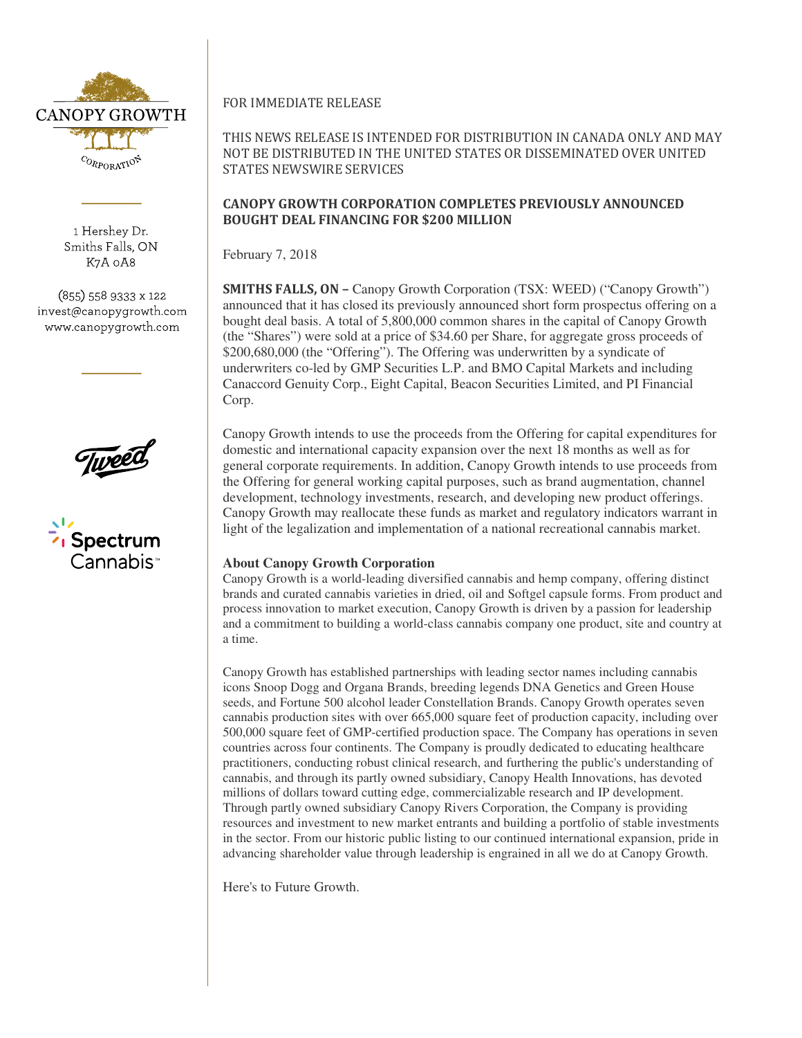CANOPY GROWTH CORPORATION

1 Hershey Dr.
Smiths Falls, ON
K7A 0A8

(855) 558 9333 x 122
invest@canopygrowth.com
www.canopygrowth.com

FOR IMMEDIATE RELEASE

THIS NEWS RELEASE IS INTENDED FOR DISTRIBUTION IN CANADA ONLY AND MAY NOT BE DISTRIBUTED IN THE UNITED STATES OR DISSEMINATED OVER UNITED STATES NEWSWIRE SERVICES

**CANOPY GROWTH CORPORATION COMPLETES PREVIOUSLY ANNOUNCED BOUGHT DEAL FINANCING FOR $200 MILLION**

February 7, 2018

**SMITHS FALLS, ON –** Canopy Growth Corporation (TSX: WEED) ("Canopy Growth") announced that it has closed its previously announced short form prospectus offering on a bought deal basis. A total of 5,800,000 common shares in the capital of Canopy Growth (the "Shares") were sold at a price of $34.60 per Share, for aggregate gross proceeds of $200,680,000 (the "Offering"). The Offering was underwritten by a syndicate of underwriters co-led by GMP Securities L.P. and BMO Capital Markets and including Canaccord Genuity Corp., Eight Capital, Beacon Securities Limited, and PI Financial Corp.

Canopy Growth intends to use the proceeds from the Offering for capital expenditures for domestic and international capacity expansion over the next 18 months as well as for general corporate requirements. In addition, Canopy Growth intends to use proceeds from the Offering for general working capital purposes, such as brand augmentation, channel development, technology investments, research, and developing new product offerings. Canopy Growth may reallocate these funds as market and regulatory indicators warrant in light of the legalization and implementation of a national recreational cannabis market.

**About Canopy Growth Corporation**

Canopy Growth is a world-leading diversified cannabis and hemp company, offering distinct brands and curated cannabis varieties in dried, oil and Softgel capsule forms. From product and process innovation to market execution, Canopy Growth is driven by a passion for leadership and a commitment to building a world-class cannabis company one product, site and country at a time.

Canopy Growth has established partnerships with leading sector names including cannabis icons Snoop Dogg and Organa Brands, breeding legends DNA Genetics and Green House seeds, and Fortune 500 alcohol leader Constellation Brands. Canopy Growth operates seven cannabis production sites with over 665,000 square feet of production capacity, including over 500,000 square feet of GMP-certified production space. The Company has operations in seven countries across four continents. The Company is proudly dedicated to educating healthcare practitioners, conducting robust clinical research, and furthering the public's understanding of cannabis, and through its partly owned subsidiary, Canopy Health Innovations, has devoted millions of dollars toward cutting edge, commercializable research and IP development. Through partly owned subsidiary Canopy Rivers Corporation, the Company is providing resources and investment to new market entrants and building a portfolio of stable investments in the sector. From our historic public listing to our continued international expansion, pride in advancing shareholder value through leadership is engrained in all we do at Canopy Growth.

Here's to Future Growth.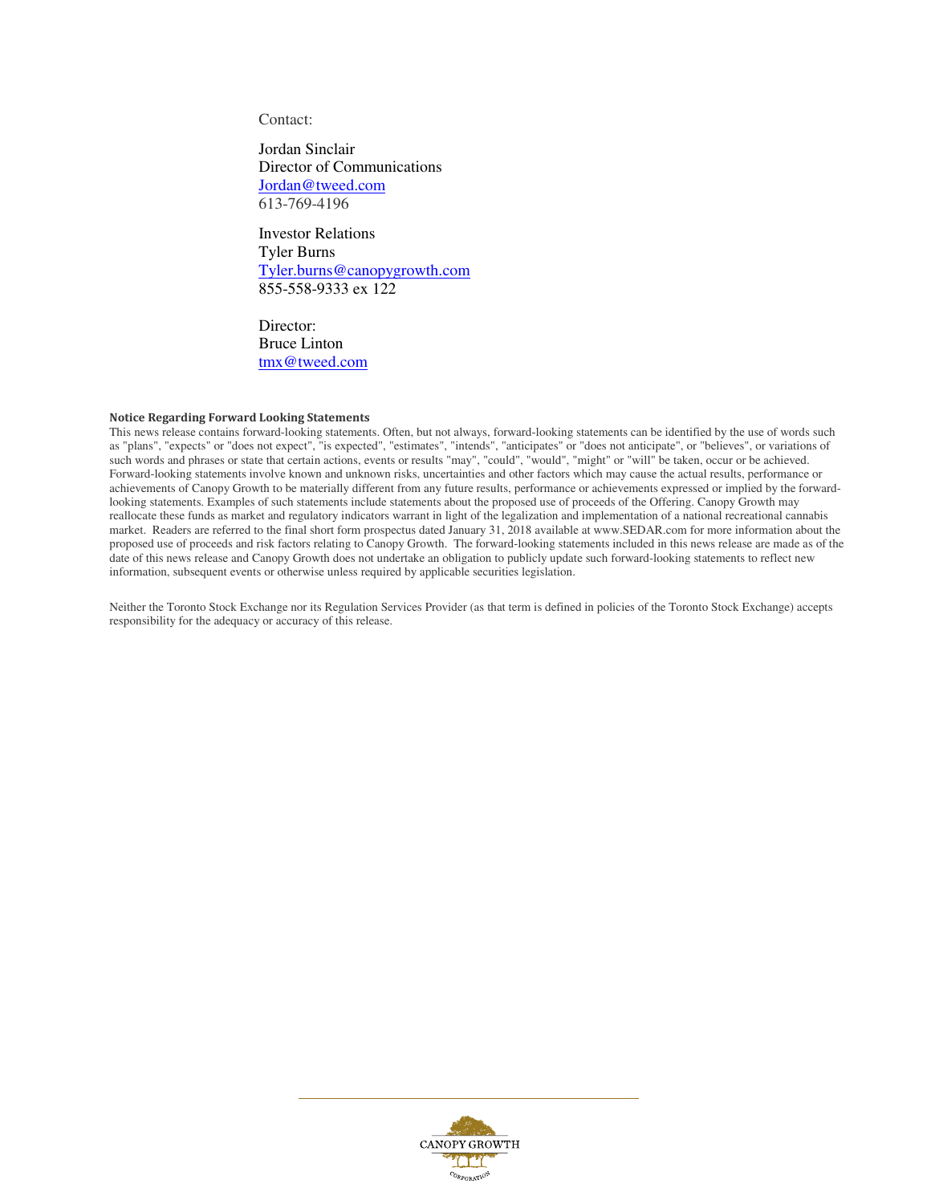Contact:

Jordan Sinclair
Director of Communications
Jordan@tweed.com
613-769-4196

Investor Relations
Tyler Burns
Tyler.burns@canopygrowth.com
855-558-9333 ex 122

Director:
Bruce Linton
tmx@tweed.com

**Notice Regarding Forward Looking Statements**

This news release contains forward-looking statements. Often, but not always, forward-looking statements can be identified by the use of words such as "plans", "expects" or "does not expect", "is expected", "estimates", "intends", "anticipates" or "does not anticipate", or "believes", or variations of such words and phrases or state that certain actions, events or results "may", "could", "would", "might" or "will" be taken, occur or be achieved. Forward-looking statements involve known and unknown risks, uncertainties and other factors which may cause the actual results, performance or achievements of Canopy Growth to be materially different from any future results, performance or achievements expressed or implied by the forward-looking statements. Examples of such statements include statements about the proposed use of proceeds of the Offering. Canopy Growth may reallocate these funds as market and regulatory indicators warrant in light of the legalization and implementation of a national recreational cannabis market. Readers are referred to the final short form prospectus dated January 31, 2018 available at www.SEDAR.com for more information about the proposed use of proceeds and risk factors relating to Canopy Growth. The forward-looking statements included in this news release are made as of the date of this news release and Canopy Growth does not undertake an obligation to publicly update such forward-looking statements to reflect new information, subsequent events or otherwise unless required by applicable securities legislation.

Neither the Toronto Stock Exchange nor its Regulation Services Provider (as that term is defined in policies of the Toronto Stock Exchange) accepts responsibility for the adequacy or accuracy of this release.